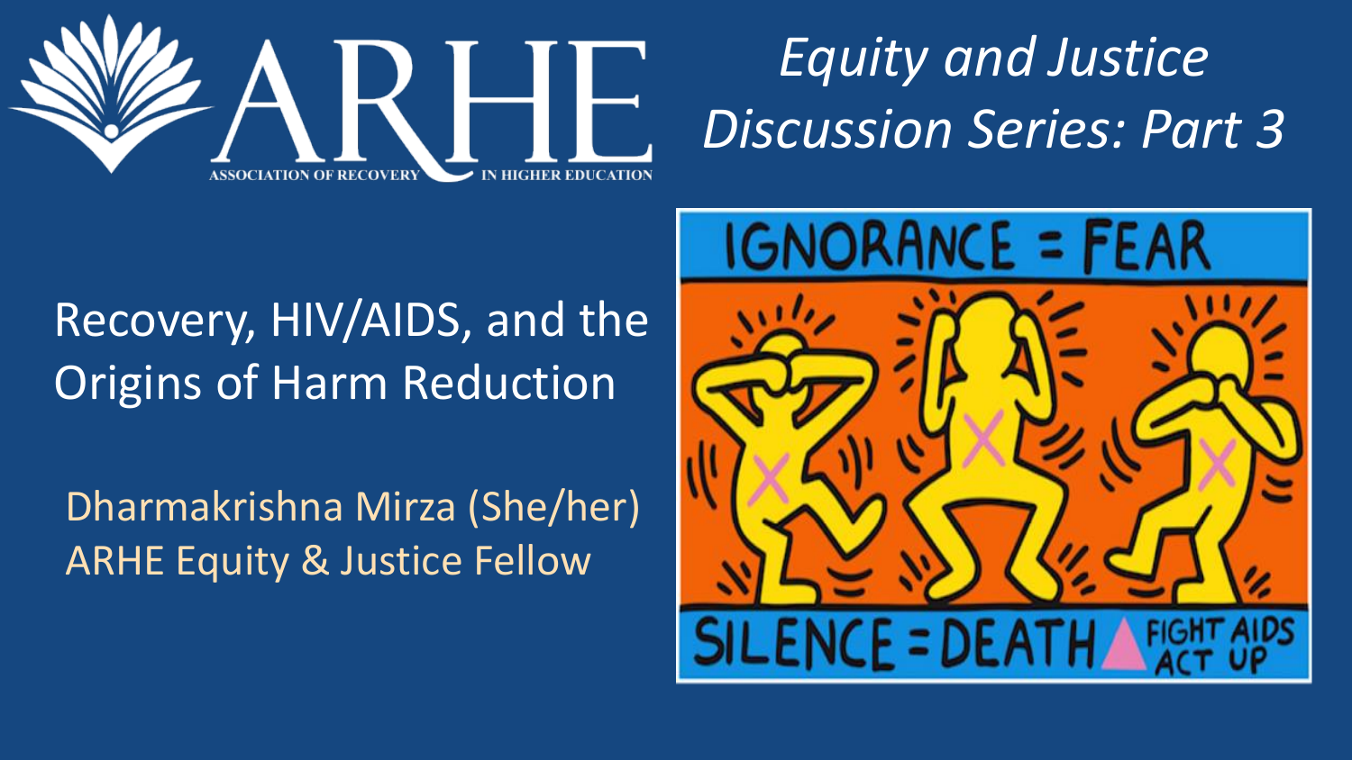ARHE

ASSOCIATION OF RECOVERY IN HIGHER EDUCATION

# *Equity and Justice Discussion Series: Part 3*

## Recovery, HIV/AIDS, and the Origins of Harm Reduction

Dharmakrishna Mirza (She/her)
ARHE Equity & Justice Fellow

IGNORANCE = FEAR

SILENCE = DEATH FIGHT AIDS ACT UP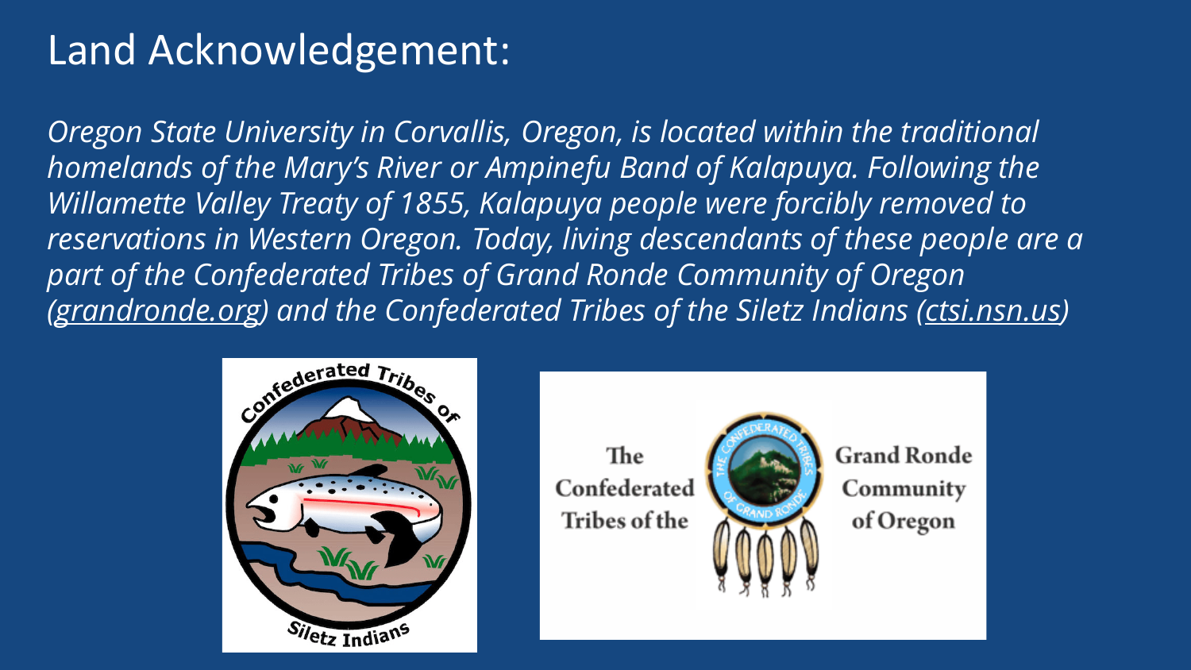# Land Acknowledgement:

*Oregon State University in Corvallis, Oregon, is located within the traditional homelands of the Mary's River or Ampinefu Band of Kalapuya. Following the Willamette Valley Treaty of 1855, Kalapuya people were forcibly removed to reservations in Western Oregon. Today, living descendants of these people are a part of the Confederated Tribes of Grand Ronde Community of Oregon (grandronde.org) and the Confederated Tribes of the Siletz Indians (ctsi.nsn.us)*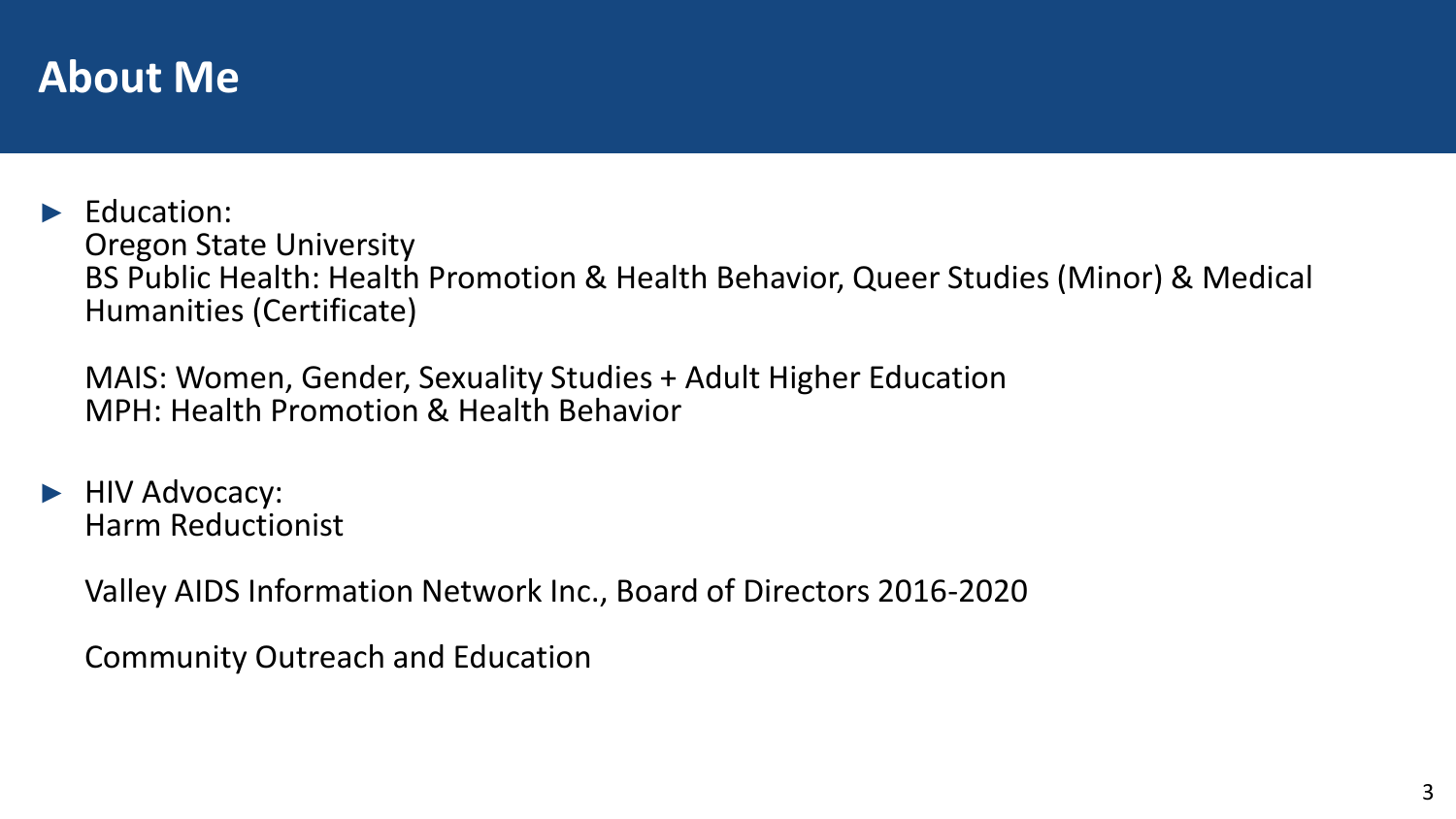# About Me

- Education:
  Oregon State University
  BS Public Health: Health Promotion & Health Behavior, Queer Studies (Minor) & Medical Humanities (Certificate)

  MAIS: Women, Gender, Sexuality Studies + Adult Higher Education
  MPH: Health Promotion & Health Behavior

- HIV Advocacy:
  Harm Reductionist

  Valley AIDS Information Network Inc., Board of Directors 2016-2020

  Community Outreach and Education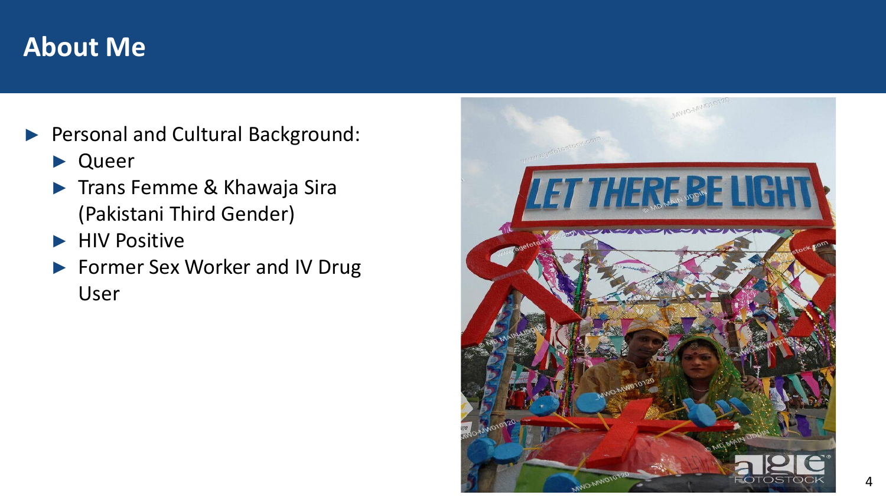# About Me

- Personal and Cultural Background:
  - Queer
  - Trans Femme & Khawaja Sira (Pakistani Third Gender)
  - HIV Positive
  - Former Sex Worker and IV Drug User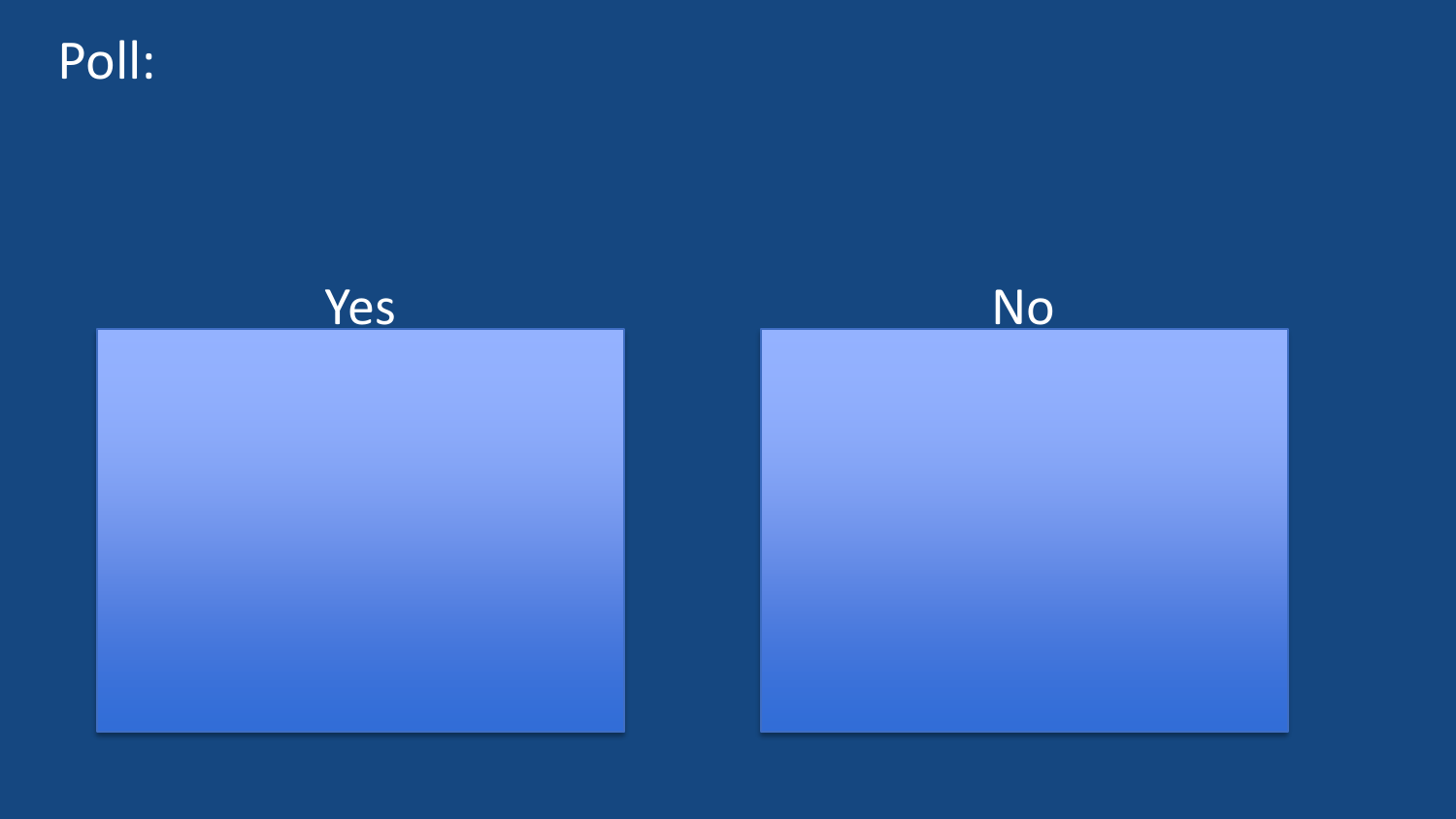# Poll:

Yes

No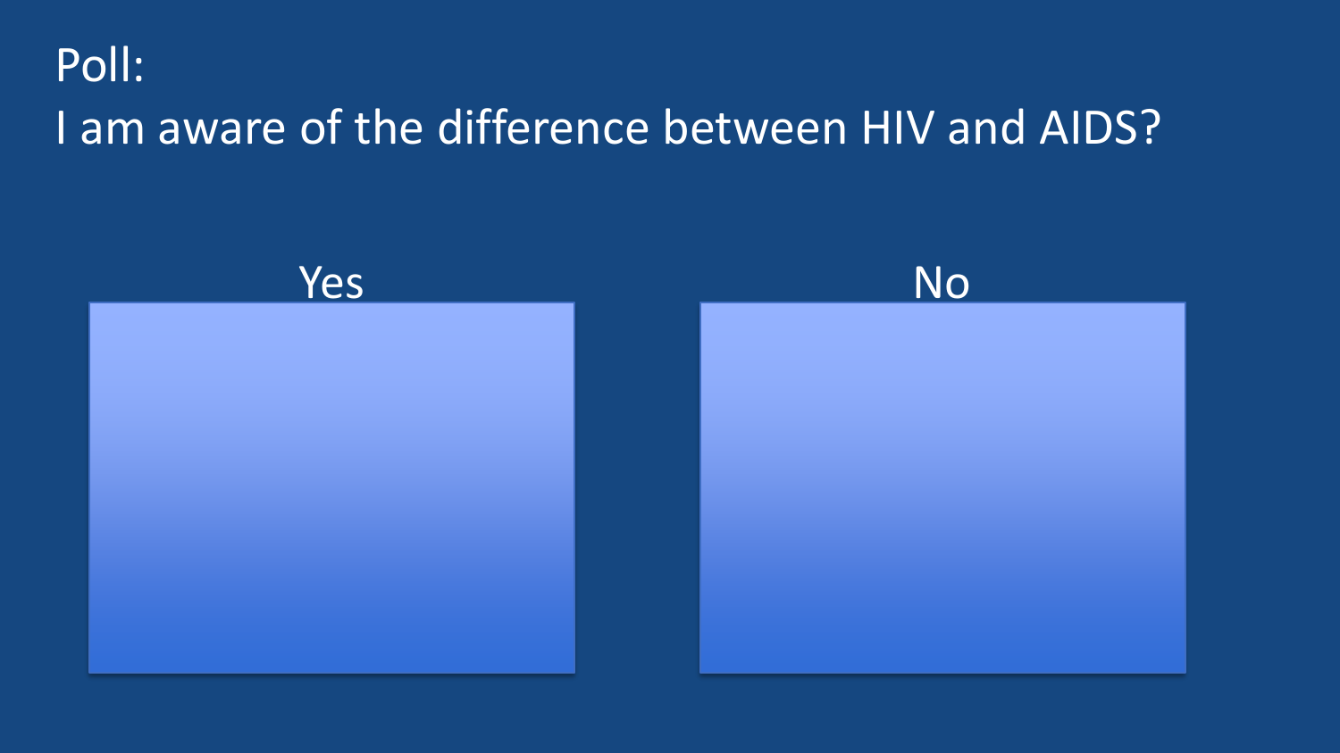# Poll:

# I am aware of the difference between HIV and AIDS?

Yes

No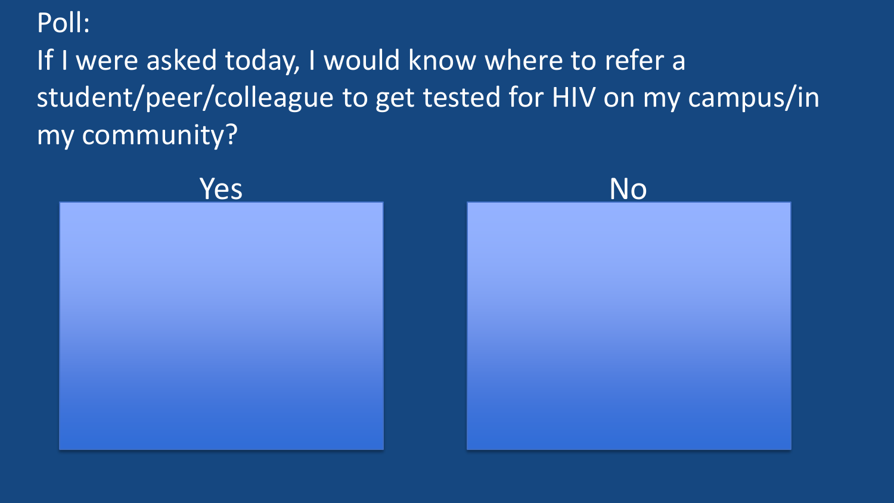Poll:

If I were asked today, I would know where to refer a student/peer/colleague to get tested for HIV on my campus/in my community?

Yes

No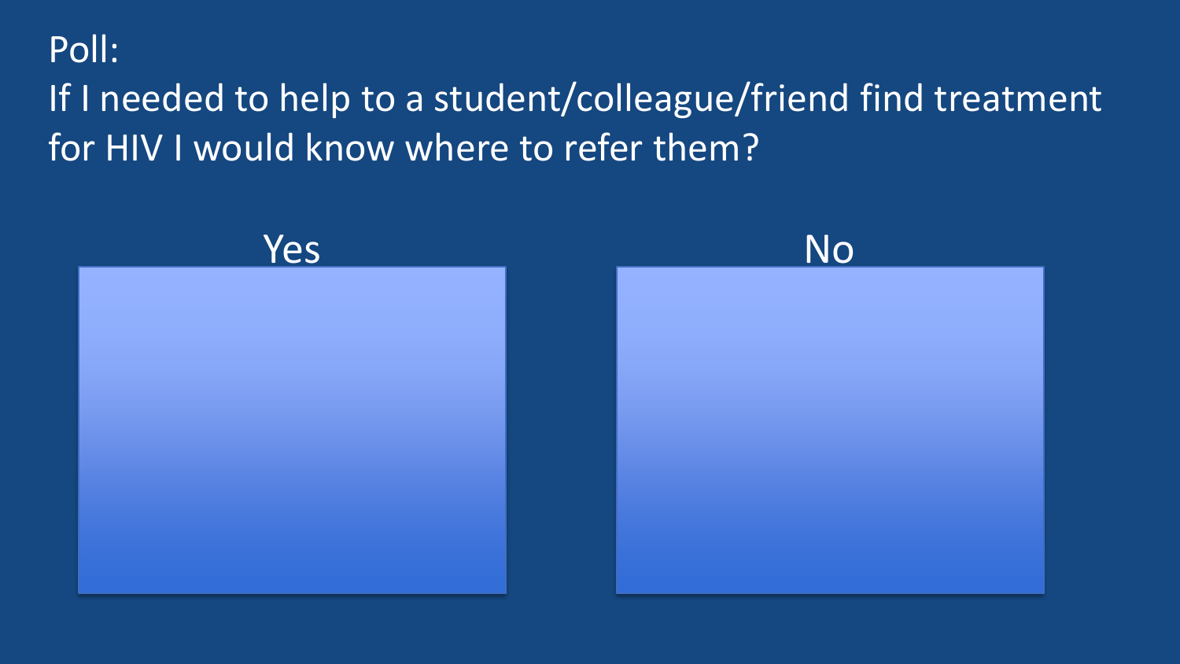Poll:

If I needed to help to a student/colleague/friend find treatment for HIV I would know where to refer them?

Yes

No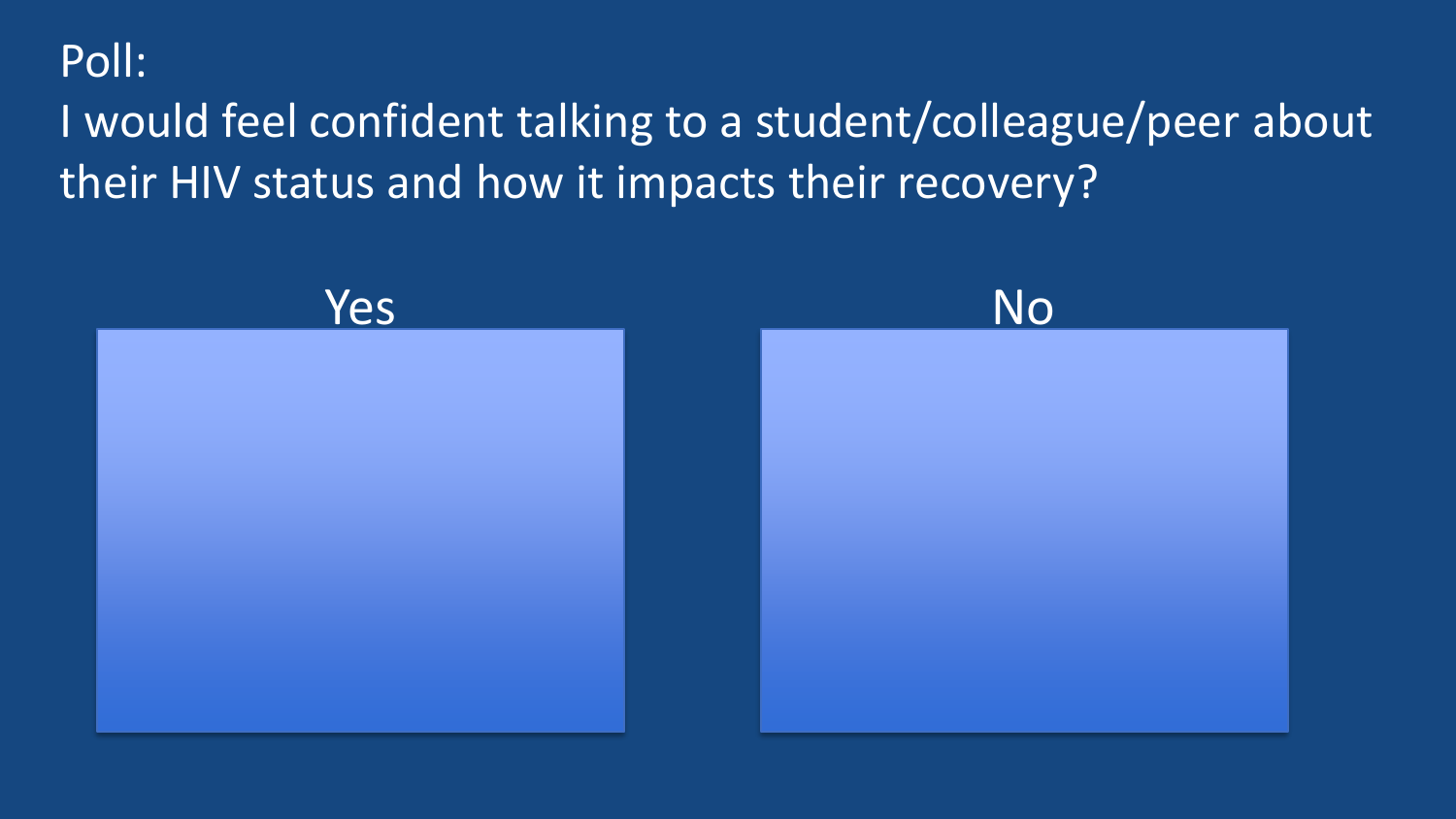Poll:

I would feel confident talking to a student/colleague/peer about their HIV status and how it impacts their recovery?

Yes

No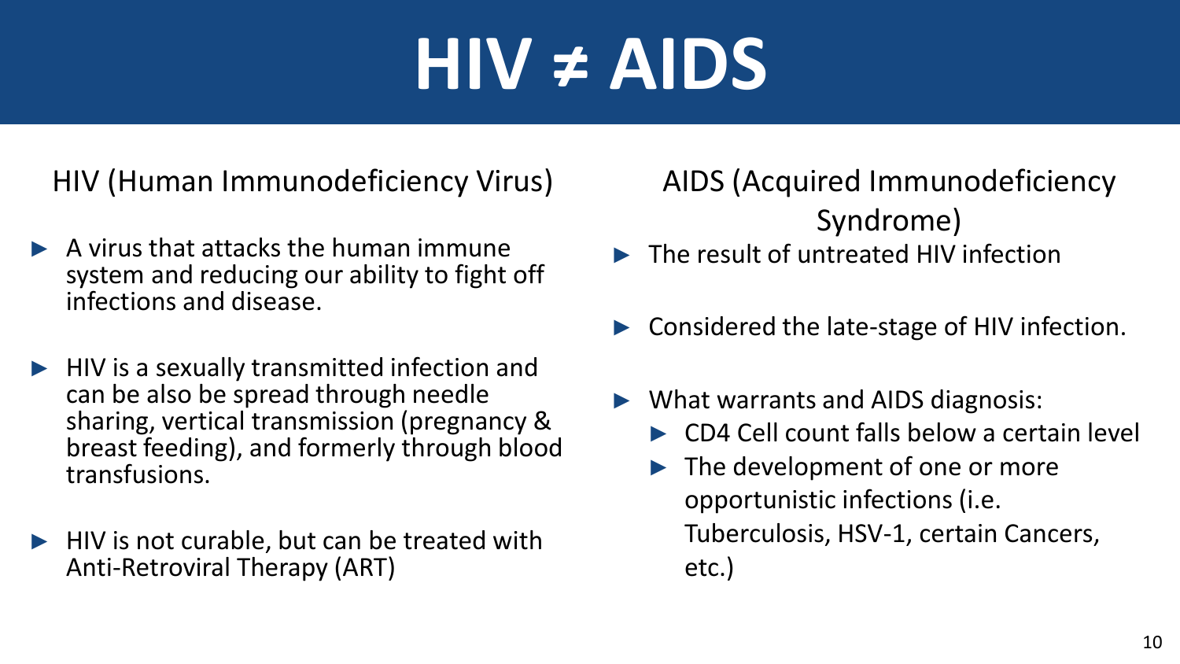# HIV ≠ AIDS

## HIV (Human Immunodeficiency Virus)

- A virus that attacks the human immune system and reducing our ability to fight off infections and disease.
- HIV is a sexually transmitted infection and can be also be spread through needle sharing, vertical transmission (pregnancy & breast feeding), and formerly through blood transfusions.
- HIV is not curable, but can be treated with Anti-Retroviral Therapy (ART)

## AIDS (Acquired Immunodeficiency Syndrome)

- The result of untreated HIV infection
- Considered the late-stage of HIV infection.
- What warrants and AIDS diagnosis:
  - CD4 Cell count falls below a certain level
  - The development of one or more opportunistic infections (i.e. Tuberculosis, HSV-1, certain Cancers, etc.)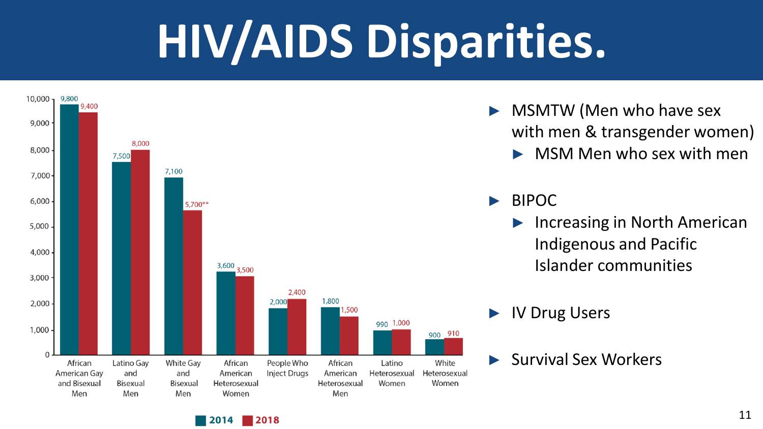# HIV/AIDS Disparities.

| | 2014 | 2018 |
|---|---|---|
| African American Gay and Bisexual Men | 9,800 | 9,400 |
| Latino Gay and Bisexual Men | 7,500 | 8,000 |
| White Gay and Bisexual Men | 7,100 | 5,700** |
| African American Heterosexual Women | 3,600 | 3,500 |
| People Who Inject Drugs | 2,000 | 2,400 |
| African American Heterosexual Men | 1,800 | 1,500 |
| Latino Heterosexual Women | 990 | 1,000 |
| White Heterosexual Women | 900 | 910 |

- MSMTW (Men who have sex with men & transgender women)
  - MSM Men who sex with men
- BIPOC
  - Increasing in North American Indigenous and Pacific Islander communities
- IV Drug Users
- Survival Sex Workers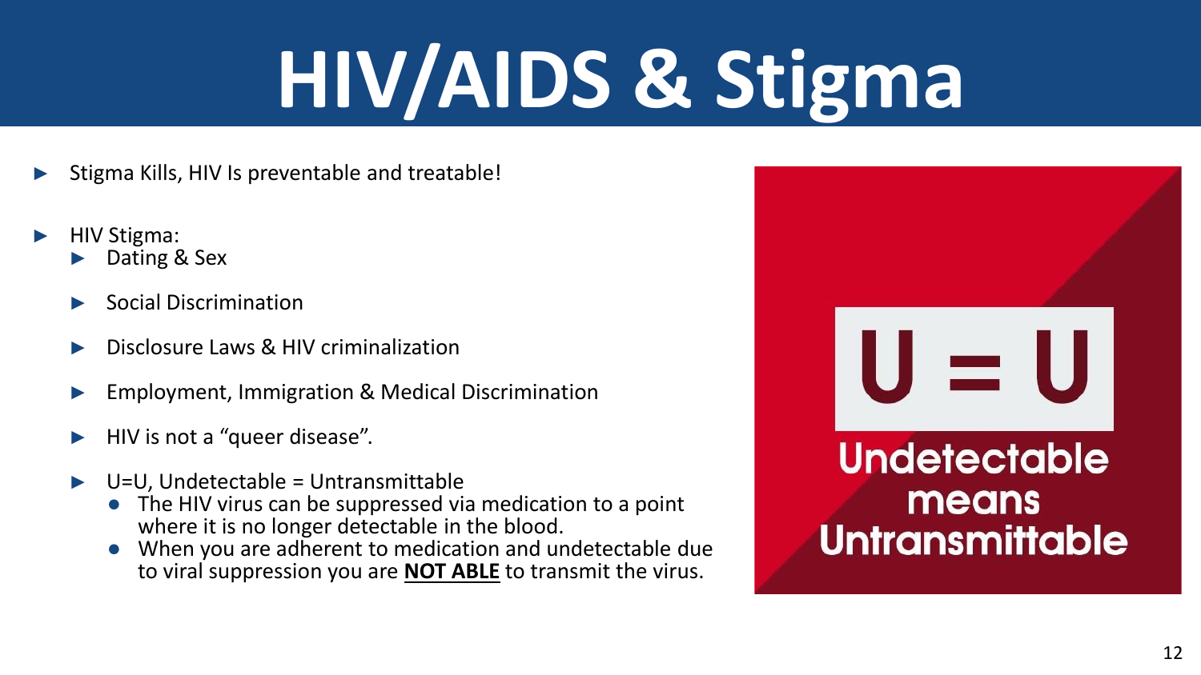# HIV/AIDS & Stigma

- Stigma Kills, HIV Is preventable and treatable!
- HIV Stigma:
  - Dating & Sex
  - Social Discrimination
  - Disclosure Laws & HIV criminalization
  - Employment, Immigration & Medical Discrimination
  - HIV is not a “queer disease”.
  - U=U, Undetectable = Untransmittable
    - The HIV virus can be suppressed via medication to a point where it is no longer detectable in the blood.
    - When you are adherent to medication and undetectable due to viral suppression you are **<u>NOT ABLE</u>** to transmit the virus.

U = U

Undetectable means Untransmittable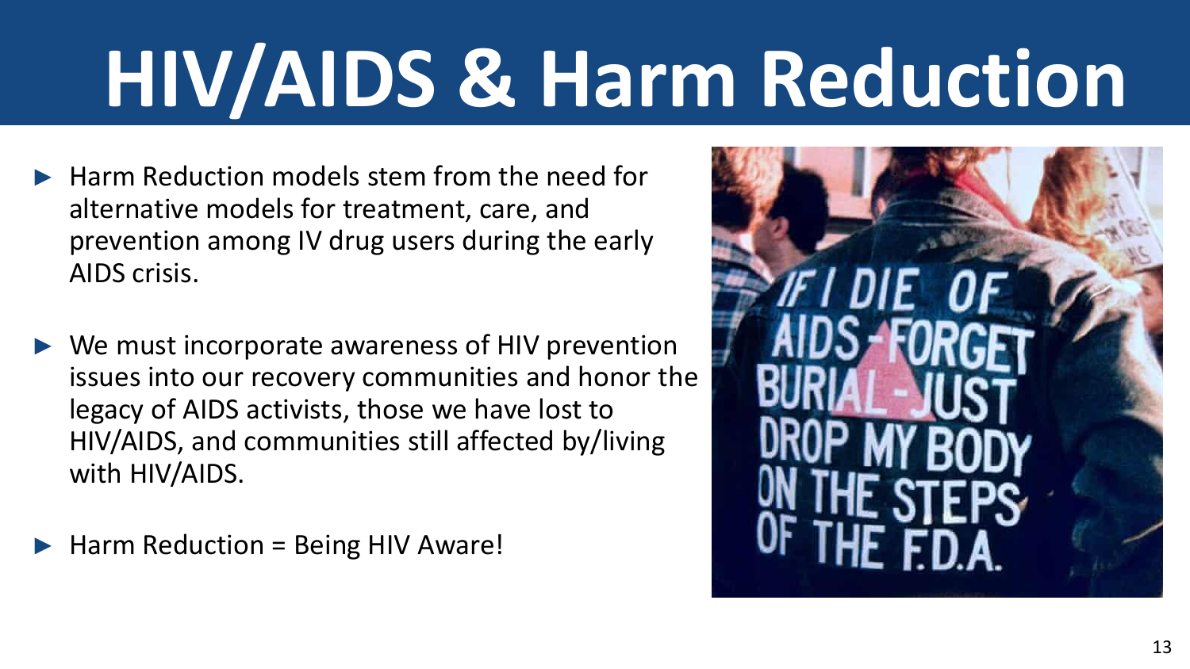# HIV/AIDS & Harm Reduction

- Harm Reduction models stem from the need for alternative models for treatment, care, and prevention among IV drug users during the early AIDS crisis.
- We must incorporate awareness of HIV prevention issues into our recovery communities and honor the legacy of AIDS activists, those we have lost to HIV/AIDS, and communities still affected by/living with HIV/AIDS.
- Harm Reduction = Being HIV Aware!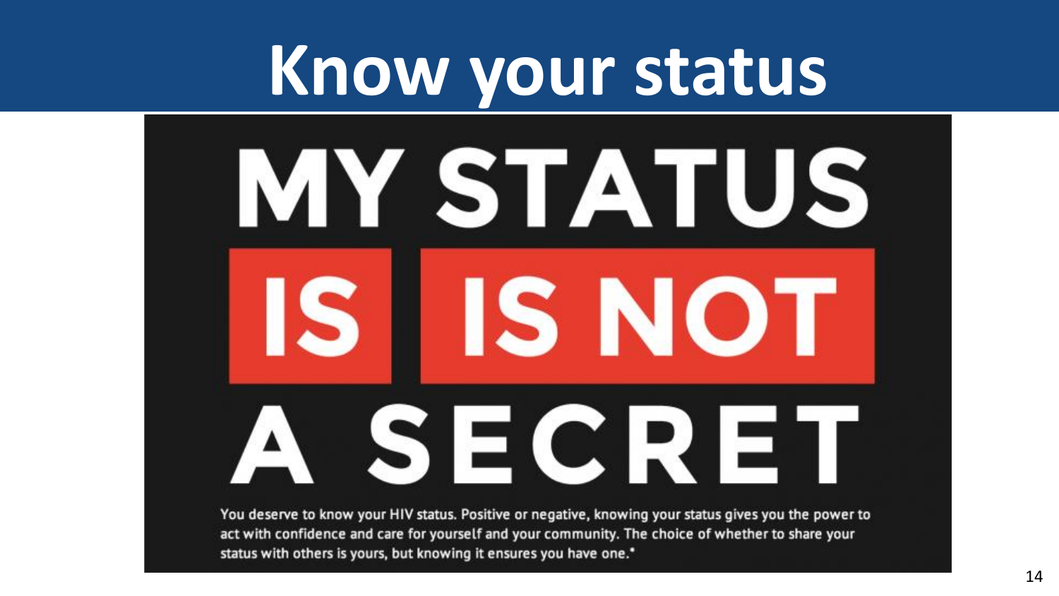# Know your status

MY STATUS

IS | IS NOT

A SECRET

You deserve to know your HIV status. Positive or negative, knowing your status gives you the power to act with confidence and care for yourself and your community. The choice of whether to share your status with others is yours, but knowing it ensures you have one.*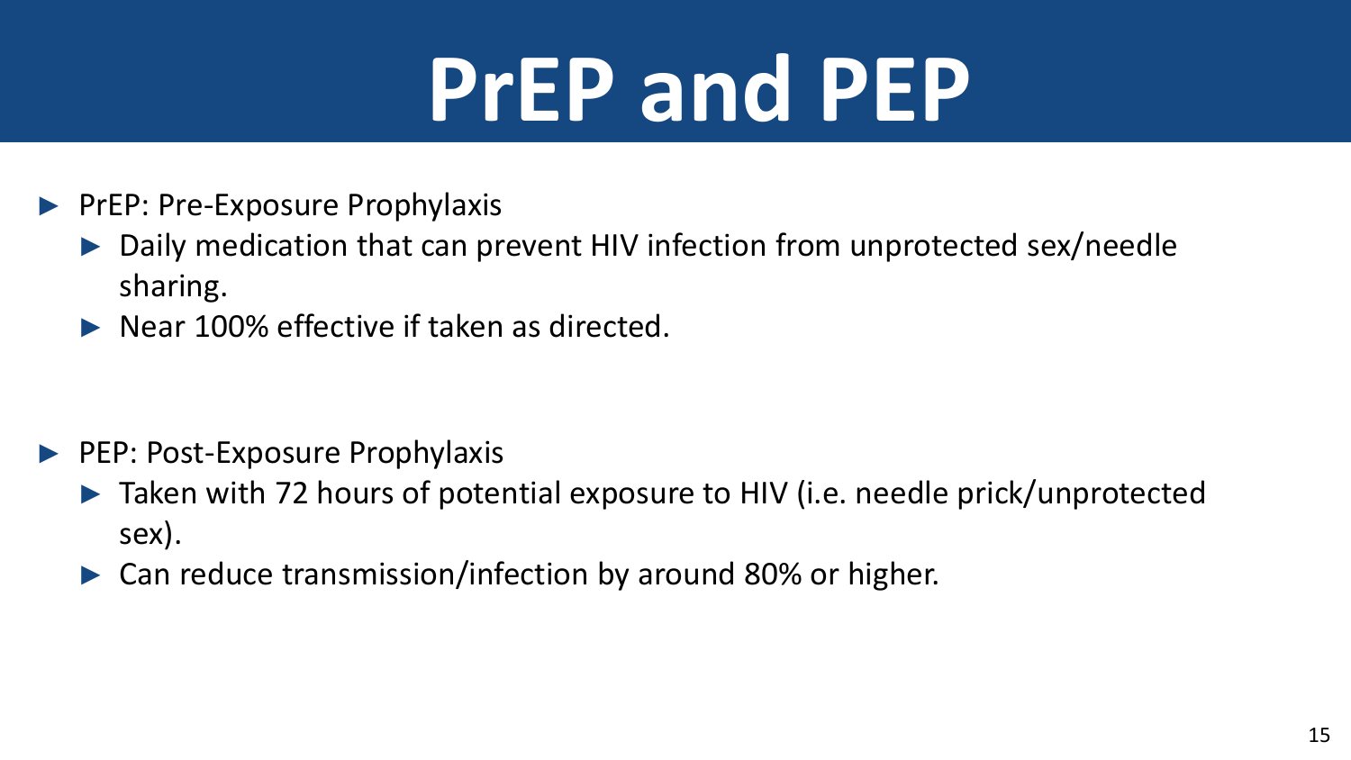# PrEP and PEP

- PrEP: Pre-Exposure Prophylaxis
  - Daily medication that can prevent HIV infection from unprotected sex/needle sharing.
  - Near 100% effective if taken as directed.

- PEP: Post-Exposure Prophylaxis
  - Taken with 72 hours of potential exposure to HIV (i.e. needle prick/unprotected sex).
  - Can reduce transmission/infection by around 80% or higher.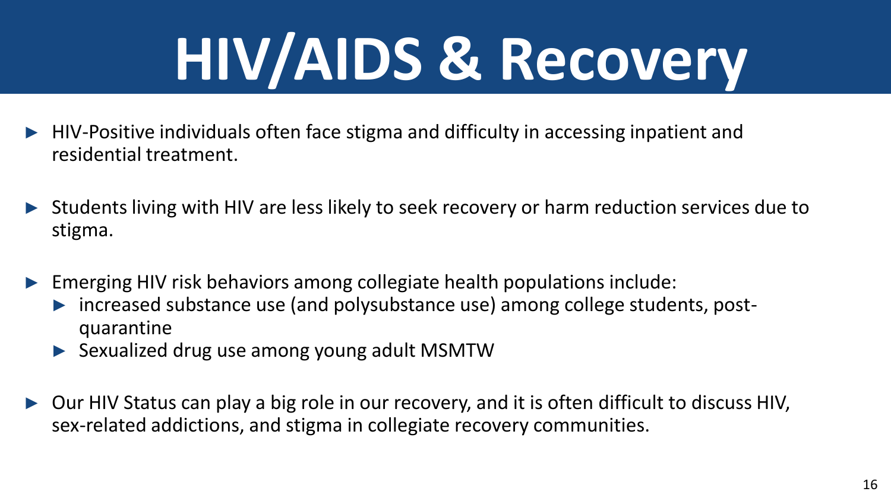# HIV/AIDS & Recovery

- HIV-Positive individuals often face stigma and difficulty in accessing inpatient and residential treatment.
- Students living with HIV are less likely to seek recovery or harm reduction services due to stigma.
- Emerging HIV risk behaviors among collegiate health populations include:
  - increased substance use (and polysubstance use) among college students, post-quarantine
  - Sexualized drug use among young adult MSMTW
- Our HIV Status can play a big role in our recovery, and it is often difficult to discuss HIV, sex-related addictions, and stigma in collegiate recovery communities.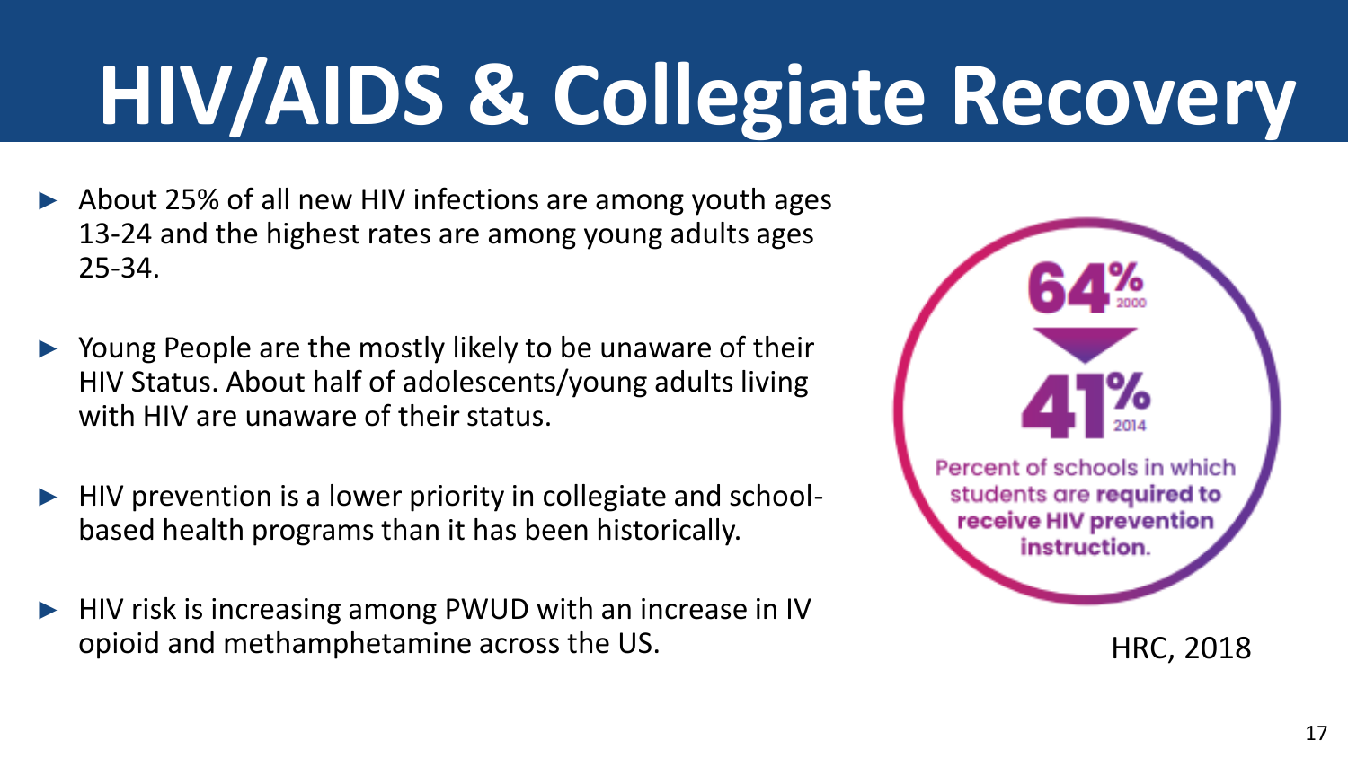# HIV/AIDS & Collegiate Recovery

- About 25% of all new HIV infections are among youth ages 13-24 and the highest rates are among young adults ages 25-34.
- Young People are the mostly likely to be unaware of their HIV Status. About half of adolescents/young adults living with HIV are unaware of their status.
- HIV prevention is a lower priority in collegiate and school-based health programs than it has been historically.
- HIV risk is increasing among PWUD with an increase in IV opioid and methamphetamine across the US.

64% 2000

41% 2014

Percent of schools in which students are **required to receive HIV prevention instruction.**

HRC, 2018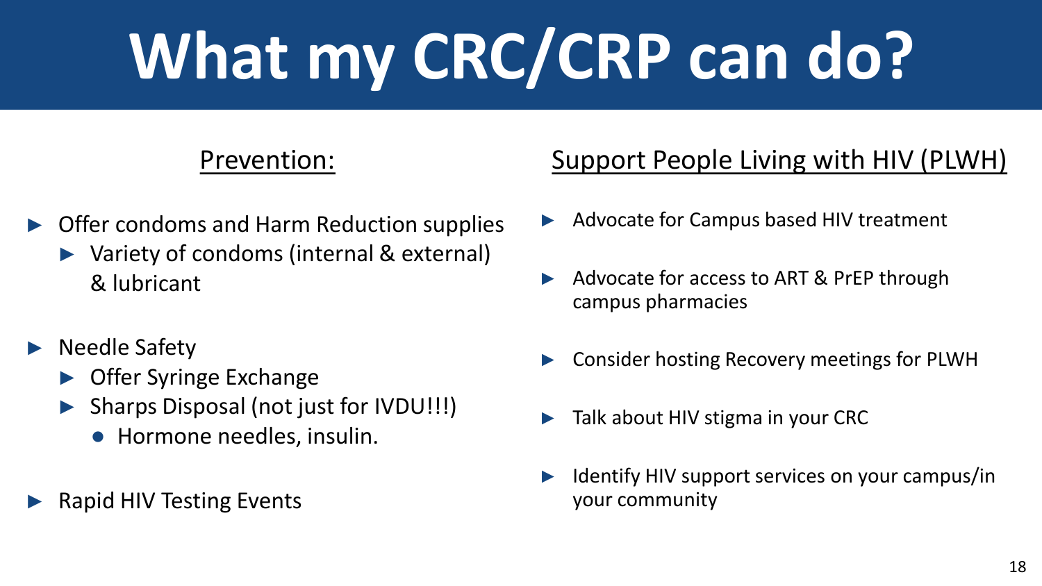# What my CRC/CRP can do?

## Prevention:

- Offer condoms and Harm Reduction supplies
  - Variety of condoms (internal & external) & lubricant
- Needle Safety
  - Offer Syringe Exchange
  - Sharps Disposal (not just for IVDU!!!)
    - Hormone needles, insulin.
- Rapid HIV Testing Events

## Support People Living with HIV (PLWH)

- Advocate for Campus based HIV treatment
- Advocate for access to ART & PrEP through campus pharmacies
- Consider hosting Recovery meetings for PLWH
- Talk about HIV stigma in your CRC
- Identify HIV support services on your campus/in your community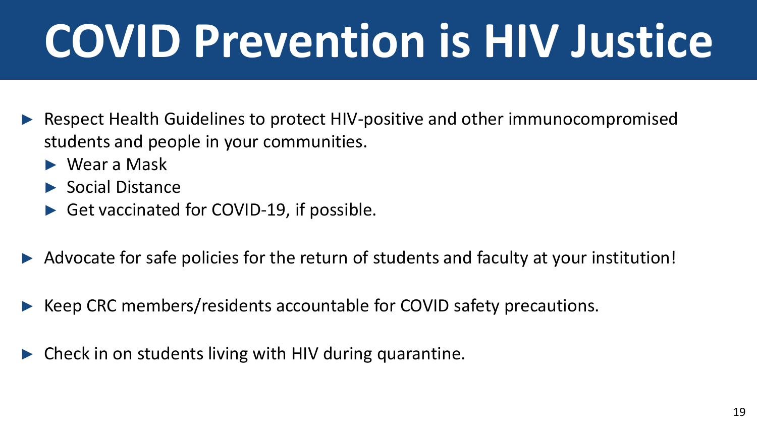# COVID Prevention is HIV Justice

- Respect Health Guidelines to protect HIV-positive and other immunocompromised students and people in your communities.
  - Wear a Mask
  - Social Distance
  - Get vaccinated for COVID-19, if possible.
- Advocate for safe policies for the return of students and faculty at your institution!
- Keep CRC members/residents accountable for COVID safety precautions.
- Check in on students living with HIV during quarantine.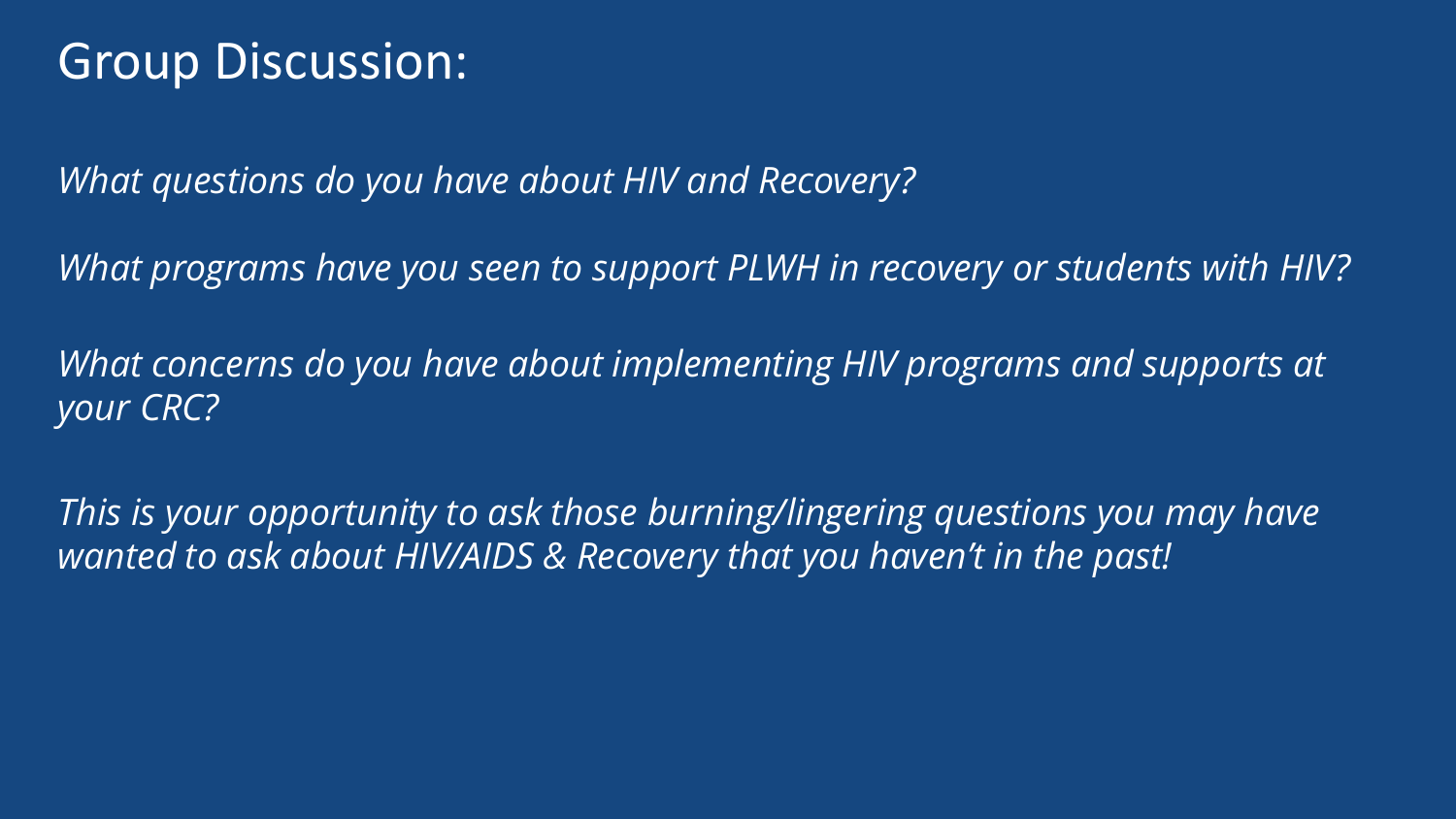# Group Discussion:

*What questions do you have about HIV and Recovery?*

*What programs have you seen to support PLWH in recovery or students with HIV?*

*What concerns do you have about implementing HIV programs and supports at your CRC?*

*This is your opportunity to ask those burning/lingering questions you may have wanted to ask about HIV/AIDS & Recovery that you haven't in the past!*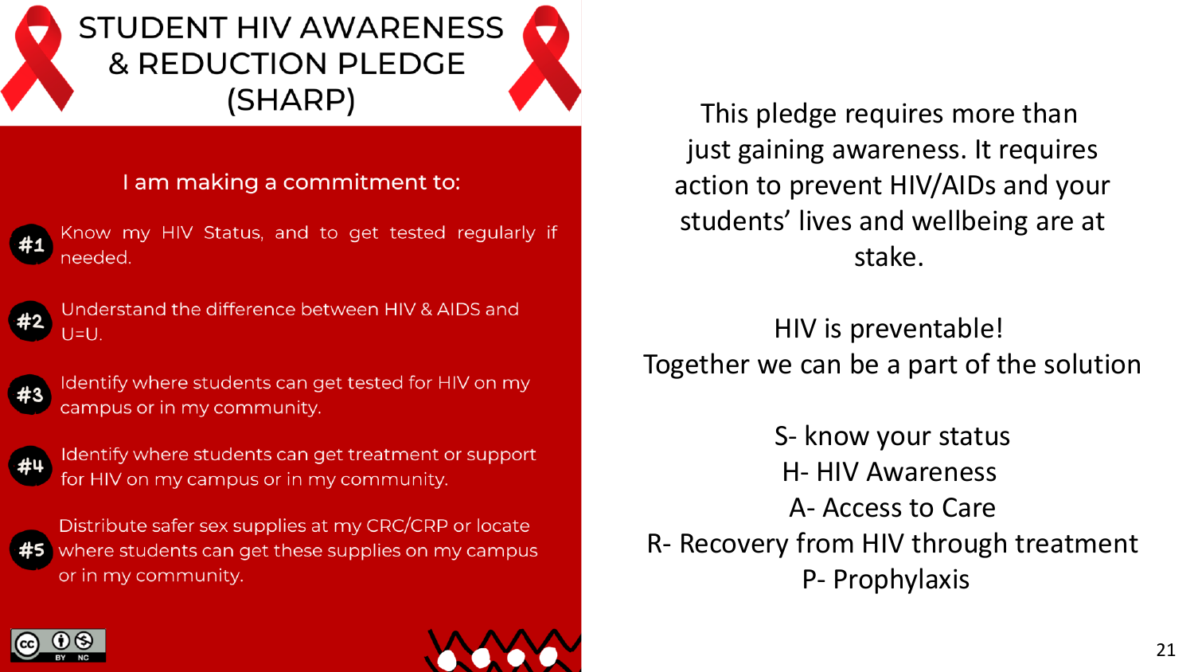# STUDENT HIV AWARENESS & REDUCTION PLEDGE (SHARP)

I am making a commitment to:

- **#1** Know my HIV Status, and to get tested regularly if needed.
- **#2** Understand the difference between HIV & AIDS and U=U.
- **#3** Identify where students can get tested for HIV on my campus or in my community.
- **#4** Identify where students can get treatment or support for HIV on my campus or in my community.
- **#5** Distribute safer sex supplies at my CRC/CRP or locate where students can get these supplies on my campus or in my community.

This pledge requires more than just gaining awareness. It requires action to prevent HIV/AIDs and your students' lives and wellbeing are at stake.

HIV is preventable!
Together we can be a part of the solution

S- know your status
H- HIV Awareness
A- Access to Care
R- Recovery from HIV through treatment
P- Prophylaxis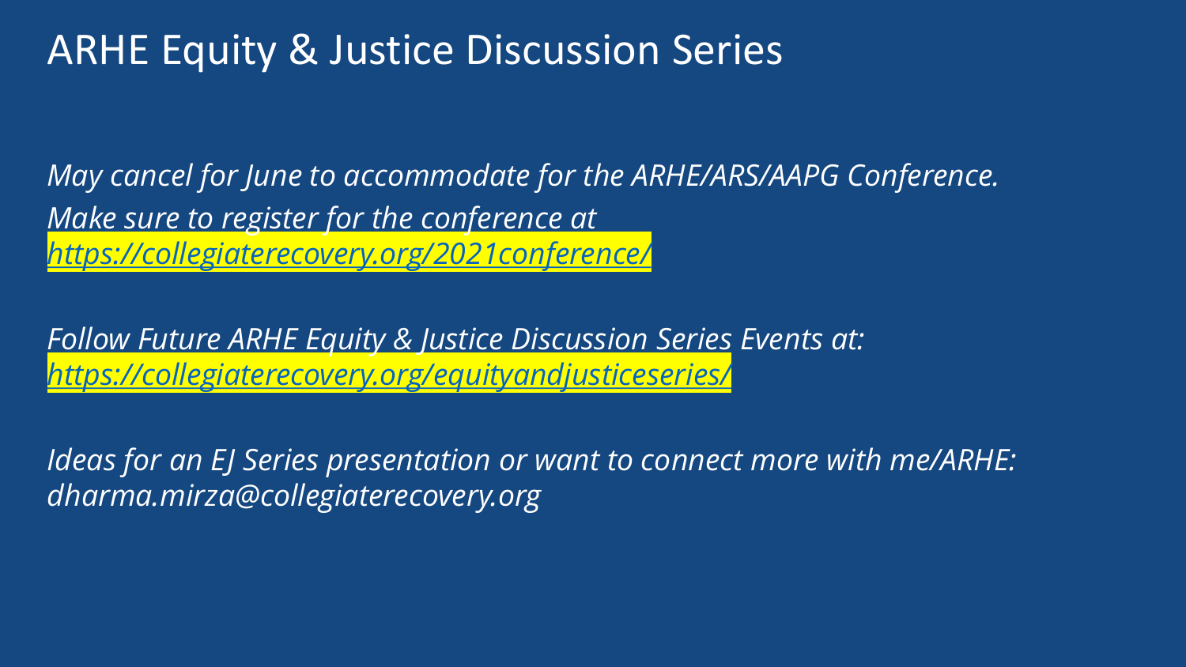# ARHE Equity & Justice Discussion Series

*May cancel for June to accommodate for the ARHE/ARS/AAPG Conference.*
*Make sure to register for the conference at*
*https://collegiaterecovery.org/2021conference/*

*Follow Future ARHE Equity & Justice Discussion Series Events at:*
*https://collegiaterecovery.org/equityandjusticeseries/*

*Ideas for an EJ Series presentation or want to connect more with me/ARHE:*
*dharma.mirza@collegiaterecovery.org*